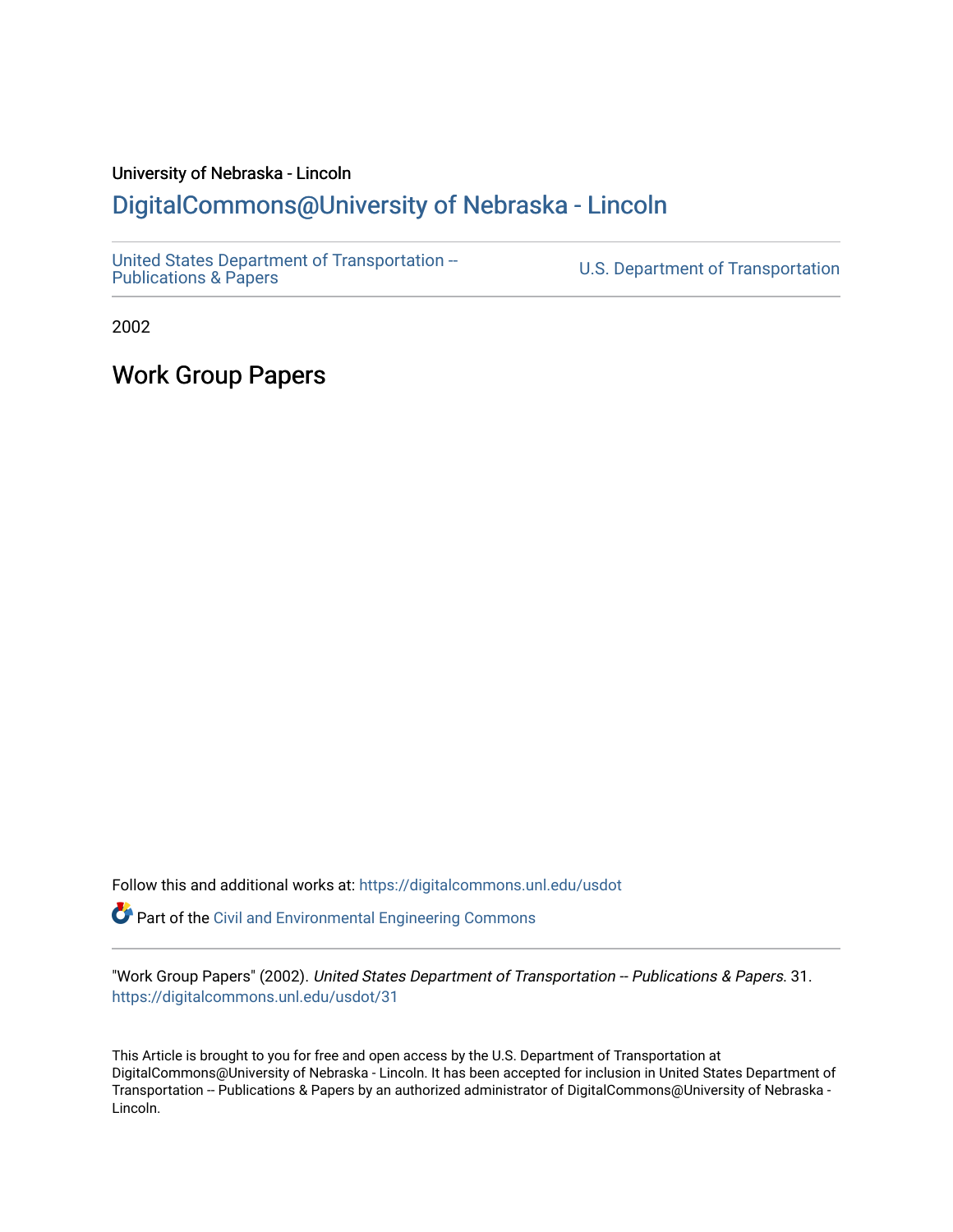University of Nebraska - Lincoln

## DigitalCommons@University of Nebraska - Lincoln

United States Department of Transportation -- Publications & Papers

U.S. Department of Transportation

2002

# Work Group Papers

Follow this and additional works at: https://digitalcommons.unl.edu/usdot

Part of the Civil and Environmental Engineering Commons

"Work Group Papers" (2002). *United States Department of Transportation -- Publications & Papers*. 31.
https://digitalcommons.unl.edu/usdot/31

This Article is brought to you for free and open access by the U.S. Department of Transportation at DigitalCommons@University of Nebraska - Lincoln. It has been accepted for inclusion in United States Department of Transportation -- Publications & Papers by an authorized administrator of DigitalCommons@University of Nebraska - Lincoln.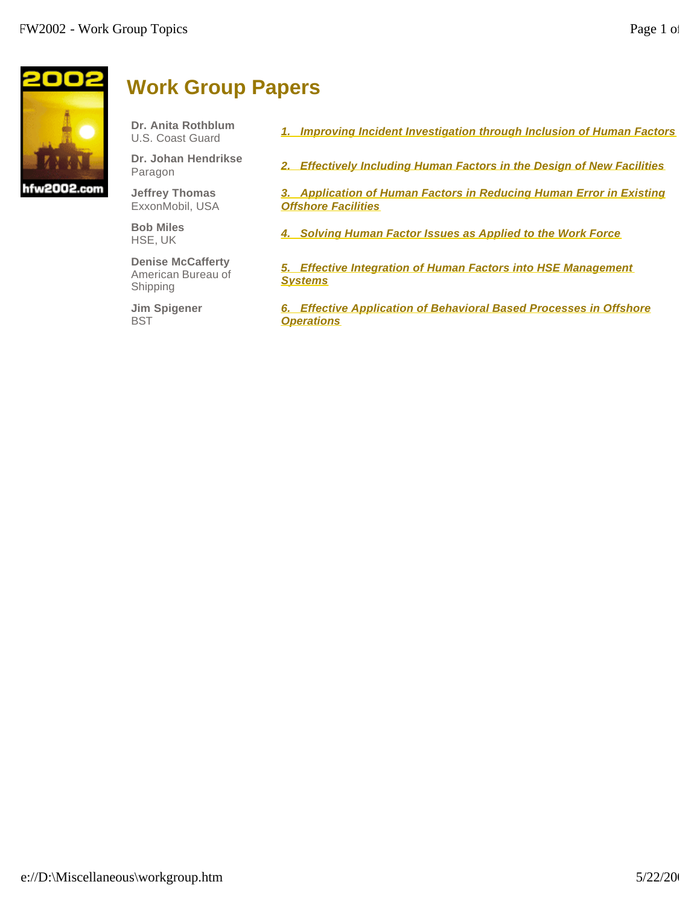# Work Group Papers

**Dr. Anita Rothblum**
U.S. Coast Guard

***1. Improving Incident Investigation through Inclusion of Human Factors***

**Dr. Johan Hendrikse**
Paragon

***2. Effectively Including Human Factors in the Design of New Facilities***

**Jeffrey Thomas**
ExxonMobil, USA

***3. Application of Human Factors in Reducing Human Error in Existing Offshore Facilities***

**Bob Miles**
HSE, UK

***4. Solving Human Factor Issues as Applied to the Work Force***

**Denise McCafferty**
American Bureau of Shipping

***5. Effective Integration of Human Factors into HSE Management Systems***

**Jim Spigener**
BST

***6. Effective Application of Behavioral Based Processes in Offshore Operations***